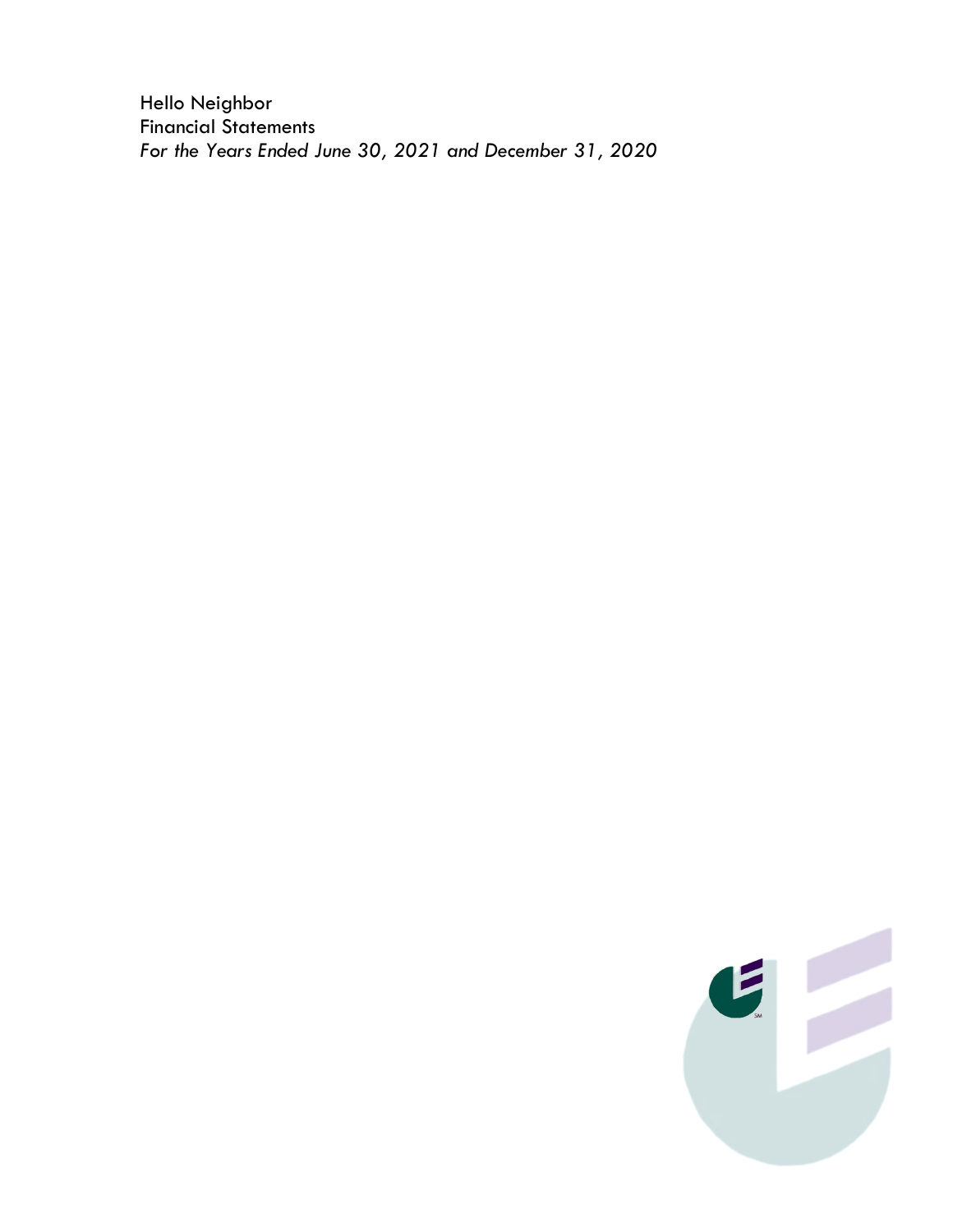Hello Neighbor

Financial Statements

*For the Years Ended June 30, 2021 and December 31, 2020*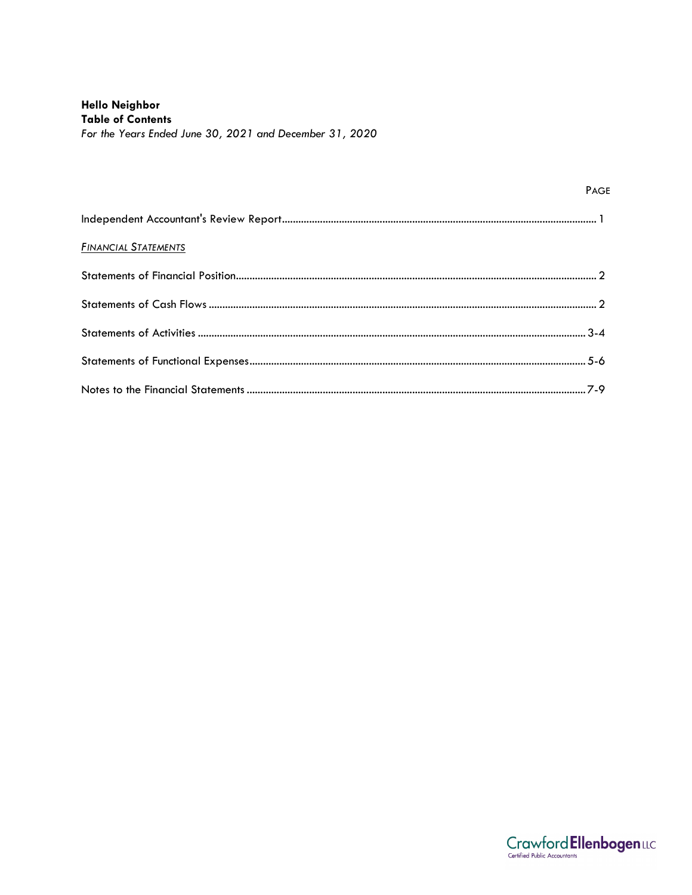**Hello Neighbor**
**Table of Contents**
*For the Years Ended June 30, 2021 and December 31, 2020*

| | PAGE |
|---|---|
| Independent Accountant's Review Report | 1 |
| *FINANCIAL STATEMENTS* | |
| Statements of Financial Position | 2 |
| Statements of Cash Flows | 2 |
| Statements of Activities | 3-4 |
| Statements of Functional Expenses | 5-6 |
| Notes to the Financial Statements | 7-9 |

Crawford**Ellenbogen** LLC
Certified Public Accountants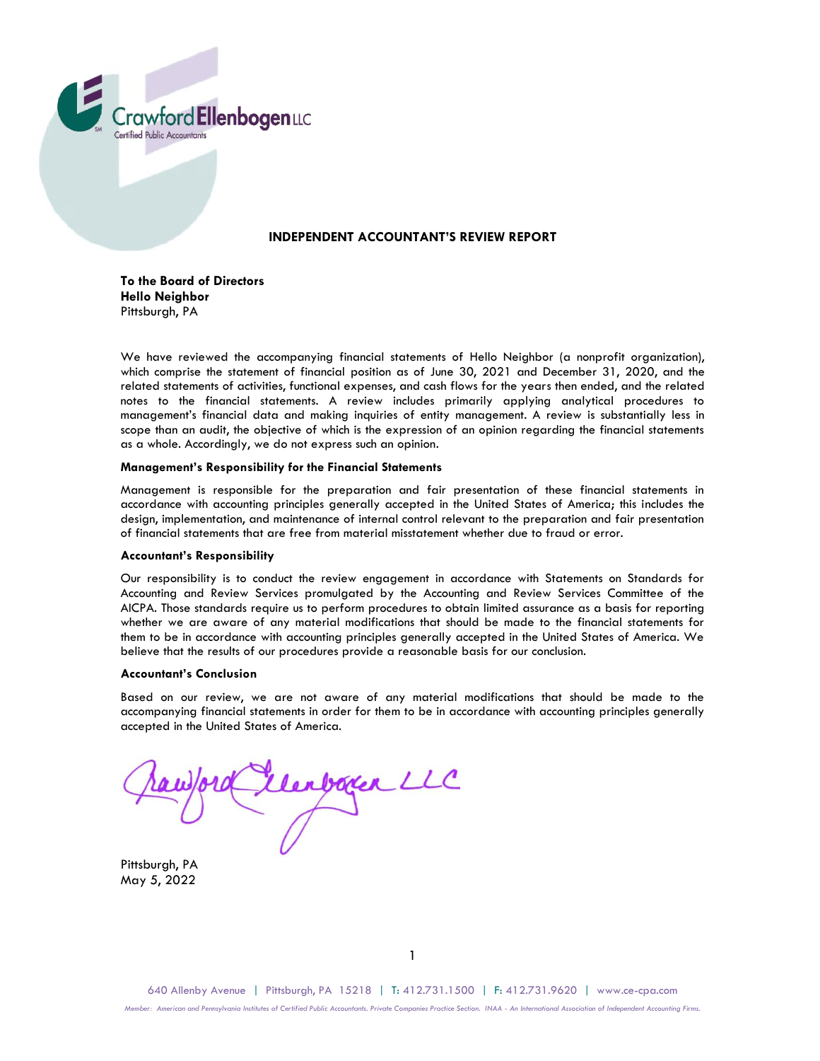Crawford Ellenbogen LLC
Certified Public Accountants

# INDEPENDENT ACCOUNTANT'S REVIEW REPORT

**To the Board of Directors**
**Hello Neighbor**
Pittsburgh, PA

We have reviewed the accompanying financial statements of Hello Neighbor (a nonprofit organization), which comprise the statement of financial position as of June 30, 2021 and December 31, 2020, and the related statements of activities, functional expenses, and cash flows for the years then ended, and the related notes to the financial statements. A review includes primarily applying analytical procedures to management's financial data and making inquiries of entity management. A review is substantially less in scope than an audit, the objective of which is the expression of an opinion regarding the financial statements as a whole. Accordingly, we do not express such an opinion.

**Management's Responsibility for the Financial Statements**

Management is responsible for the preparation and fair presentation of these financial statements in accordance with accounting principles generally accepted in the United States of America; this includes the design, implementation, and maintenance of internal control relevant to the preparation and fair presentation of financial statements that are free from material misstatement whether due to fraud or error.

**Accountant's Responsibility**

Our responsibility is to conduct the review engagement in accordance with Statements on Standards for Accounting and Review Services promulgated by the Accounting and Review Services Committee of the AICPA. Those standards require us to perform procedures to obtain limited assurance as a basis for reporting whether we are aware of any material modifications that should be made to the financial statements for them to be in accordance with accounting principles generally accepted in the United States of America. We believe that the results of our procedures provide a reasonable basis for our conclusion.

**Accountant's Conclusion**

Based on our review, we are not aware of any material modifications that should be made to the accompanying financial statements in order for them to be in accordance with accounting principles generally accepted in the United States of America.

Crawford Ellenbogen LLC

Pittsburgh, PA
May 5, 2022

640 Allenby Avenue | Pittsburgh, PA 15218 | T: 412.731.1500 | F: 412.731.9620 | www.ce-cpa.com

*Member: American and Pennsylvania Institutes of Certified Public Accountants. Private Companies Practice Section. INAA - An International Association of Independent Accounting Firms.*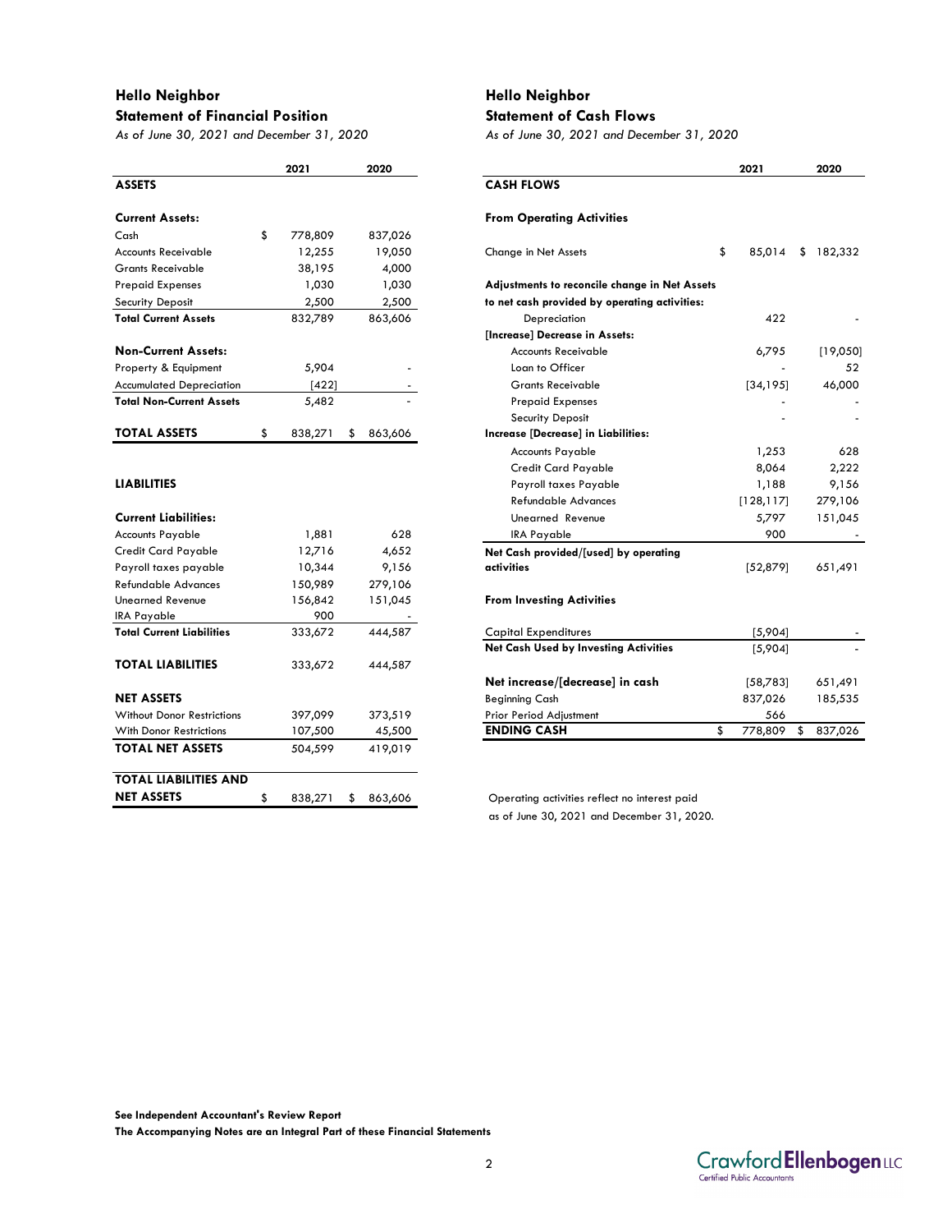## Hello Neighbor

### Statement of Financial Position

*As of June 30, 2021 and December 31, 2020*

| | 2021 | 2020 |
|---|---|---|
| **ASSETS** | | |
| | | |
| **Current Assets:** | | |
| Cash | $ 778,809 | 837,026 |
| Accounts Receivable | 12,255 | 19,050 |
| Grants Receivable | 38,195 | 4,000 |
| Prepaid Expenses | 1,030 | 1,030 |
| Security Deposit | 2,500 | 2,500 |
| **Total Current Assets** | 832,789 | 863,606 |
| | | |
| **Non-Current Assets:** | | |
| Property & Equipment | 5,904 | - |
| Accumulated Depreciation | [422] | - |
| **Total Non-Current Assets** | 5,482 | - |
| | | |
| **TOTAL ASSETS** | $ 838,271 | $ 863,606 |
| | | |
| **LIABILITIES** | | |
| | | |
| **Current Liabilities:** | | |
| Accounts Payable | 1,881 | 628 |
| Credit Card Payable | 12,716 | 4,652 |
| Payroll taxes payable | 10,344 | 9,156 |
| Refundable Advances | 150,989 | 279,106 |
| Unearned Revenue | 156,842 | 151,045 |
| IRA Payable | 900 | - |
| **Total Current Liabilities** | 333,672 | 444,587 |
| | | |
| **TOTAL LIABILITIES** | 333,672 | 444,587 |
| | | |
| **NET ASSETS** | | |
| Without Donor Restrictions | 397,099 | 373,519 |
| With Donor Restrictions | 107,500 | 45,500 |
| **TOTAL NET ASSETS** | 504,599 | 419,019 |
| | | |
| **TOTAL LIABILITIES AND NET ASSETS** | $ 838,271 | $ 863,606 |

## Hello Neighbor

### Statement of Cash Flows

*As of June 30, 2021 and December 31, 2020*

| | 2021 | 2020 |
|---|---|---|
| **CASH FLOWS** | | |
| | | |
| **From Operating Activities** | | |
| | | |
| Change in Net Assets | $ 85,014 | $ 182,332 |
| | | |
| **Adjustments to reconcile change in Net Assets to net cash provided by operating activities:** | | |
| Depreciation | 422 | - |
| **[Increase] Decrease in Assets:** | | |
| Accounts Receivable | 6,795 | [19,050] |
| Loan to Officer | - | 52 |
| Grants Receivable | [34,195] | 46,000 |
| Prepaid Expenses | - | - |
| Security Deposit | - | - |
| **Increase [Decrease] in Liabilities:** | | |
| Accounts Payable | 1,253 | 628 |
| Credit Card Payable | 8,064 | 2,222 |
| Payroll taxes Payable | 1,188 | 9,156 |
| Refundable Advances | [128,117] | 279,106 |
| Unearned Revenue | 5,797 | 151,045 |
| IRA Payable | 900 | - |
| **Net Cash provided/[used] by operating activities** | [52,879] | 651,491 |
| | | |
| **From Investing Activities** | | |
| | | |
| Capital Expenditures | [5,904] | - |
| **Net Cash Used by Investing Activities** | [5,904] | - |
| | | |
| **Net increase/[decrease] in cash** | [58,783] | 651,491 |
| Beginning Cash | 837,026 | 185,535 |
| Prior Period Adjustment | 566 | |
| **ENDING CASH** | $ 778,809 | $ 837,026 |

Operating activities reflect no interest paid as of June 30, 2021 and December 31, 2020.

**See Independent Accountant's Review Report**

**The Accompanying Notes are an Integral Part of these Financial Statements**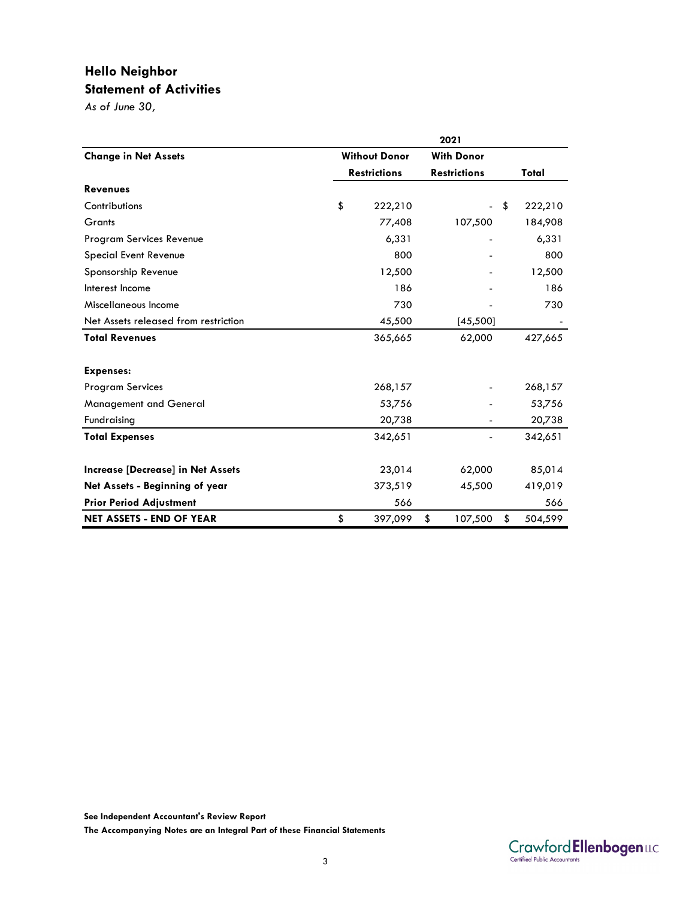# Hello Neighbor

## Statement of Activities

*As of June 30,*

| | 2021 | | |
|---|---|---|---|
| **Change in Net Assets** | **Without Donor Restrictions** | **With Donor Restrictions** | **Total** |
| **Revenues** | | | |
| Contributions | $ 222,210 | - | $ 222,210 |
| Grants | 77,408 | 107,500 | 184,908 |
| Program Services Revenue | 6,331 | - | 6,331 |
| Special Event Revenue | 800 | - | 800 |
| Sponsorship Revenue | 12,500 | - | 12,500 |
| Interest Income | 186 | - | 186 |
| Miscellaneous Income | 730 | - | 730 |
| Net Assets released from restriction | 45,500 | [45,500] | - |
| **Total Revenues** | 365,665 | 62,000 | 427,665 |
| **Expenses:** | | | |
| Program Services | 268,157 | - | 268,157 |
| Management and General | 53,756 | - | 53,756 |
| Fundraising | 20,738 | - | 20,738 |
| **Total Expenses** | 342,651 | - | 342,651 |
| **Increase [Decrease] in Net Assets** | 23,014 | 62,000 | 85,014 |
| **Net Assets - Beginning of year** | 373,519 | 45,500 | 419,019 |
| **Prior Period Adjustment** | 566 | | 566 |
| **NET ASSETS - END OF YEAR** | $ 397,099 | $ 107,500 | $ 504,599 |

**See Independent Accountant's Review Report**

**The Accompanying Notes are an Integral Part of these Financial Statements**

Crawford Ellenbogen LLC
Certified Public Accountants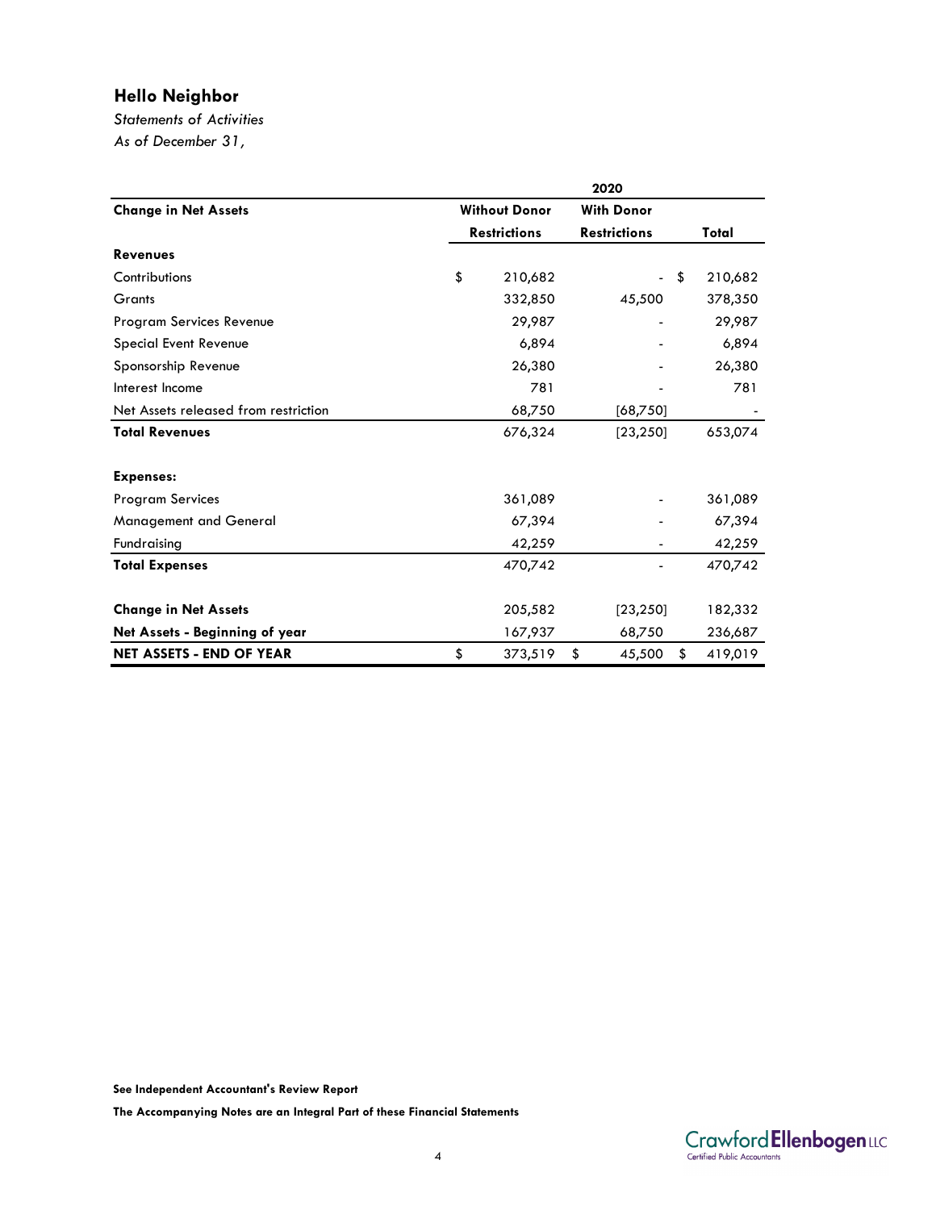## Hello Neighbor

*Statements of Activities*

*As of December 31,*

| | 2020 | | |
|---|---|---|---|
| **Change in Net Assets** | **Without Donor Restrictions** | **With Donor Restrictions** | **Total** |
| **Revenues** | | | |
| Contributions | $ 210,682 | - | $ 210,682 |
| Grants | 332,850 | 45,500 | 378,350 |
| Program Services Revenue | 29,987 | - | 29,987 |
| Special Event Revenue | 6,894 | - | 6,894 |
| Sponsorship Revenue | 26,380 | - | 26,380 |
| Interest Income | 781 | - | 781 |
| Net Assets released from restriction | 68,750 | [68,750] | - |
| **Total Revenues** | 676,324 | [23,250] | 653,074 |
| | | | |
| **Expenses:** | | | |
| Program Services | 361,089 | - | 361,089 |
| Management and General | 67,394 | - | 67,394 |
| Fundraising | 42,259 | - | 42,259 |
| **Total Expenses** | 470,742 | - | 470,742 |
| | | | |
| **Change in Net Assets** | 205,582 | [23,250] | 182,332 |
| **Net Assets - Beginning of year** | 167,937 | 68,750 | 236,687 |
| **NET ASSETS - END OF YEAR** | $ 373,519 | $ 45,500 | $ 419,019 |

**See Independent Accountant's Review Report**

**The Accompanying Notes are an Integral Part of these Financial Statements**

Crawford Ellenbogen LLC
Certified Public Accountants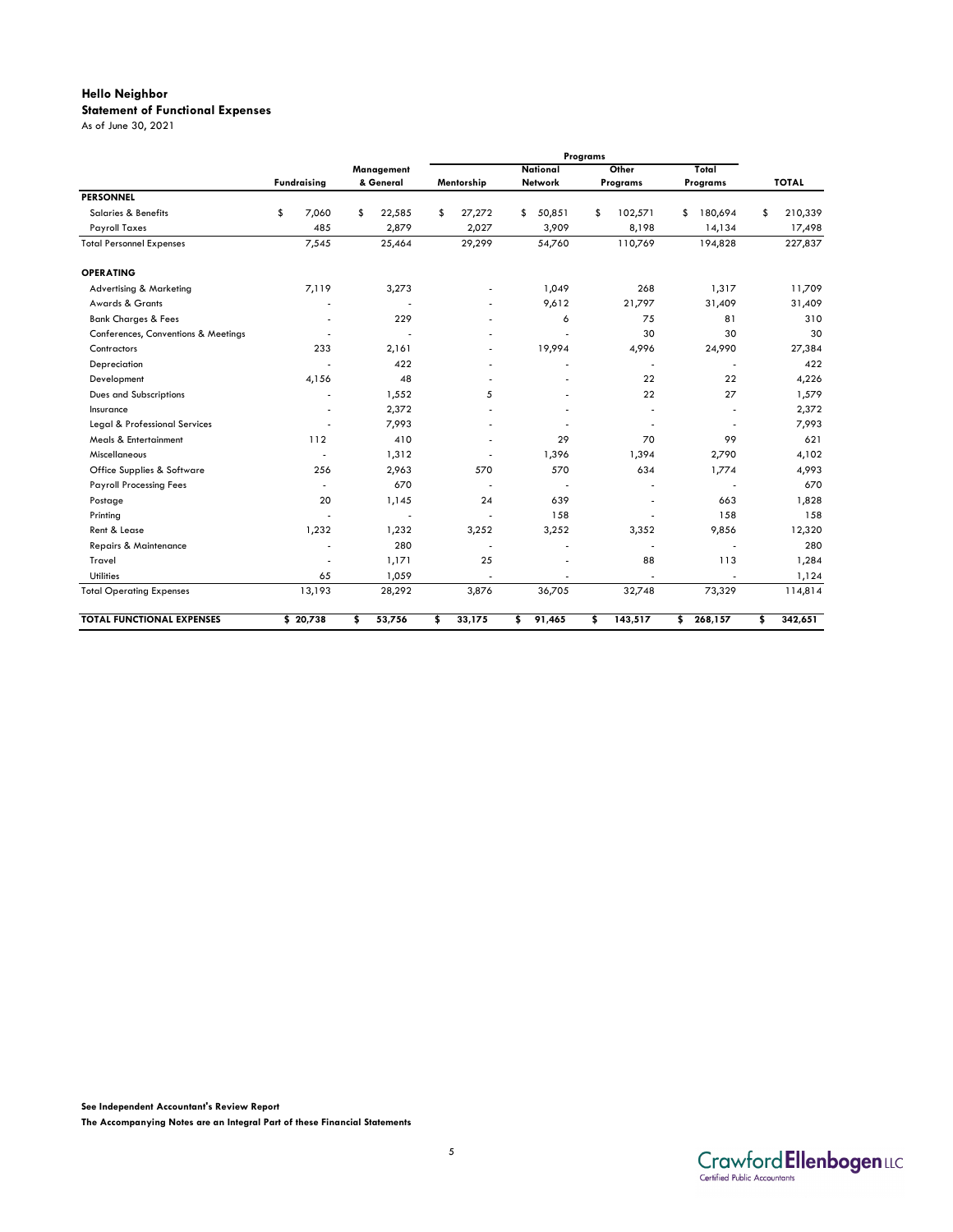**Hello Neighbor**

**Statement of Functional Expenses**

As of June 30, 2021

| | Fundraising | Management & General | Programs | | | | TOTAL |
|---|---|---|---|---|---|---|---|
| | | | Mentorship | National Network | Other Programs | Total Programs | |
| **PERSONNEL** | | | | | | | |
| Salaries & Benefits | $ 7,060 | $ 22,585 | $ 27,272 | $ 50,851 | $ 102,571 | $ 180,694 | $ 210,339 |
| Payroll Taxes | 485 | 2,879 | 2,027 | 3,909 | 8,198 | 14,134 | 17,498 |
| Total Personnel Expenses | 7,545 | 25,464 | 29,299 | 54,760 | 110,769 | 194,828 | 227,837 |
| **OPERATING** | | | | | | | |
| Advertising & Marketing | 7,119 | 3,273 | - | 1,049 | 268 | 1,317 | 11,709 |
| Awards & Grants | - | - | - | 9,612 | 21,797 | 31,409 | 31,409 |
| Bank Charges & Fees | - | 229 | - | 6 | 75 | 81 | 310 |
| Conferences, Conventions & Meetings | - | - | - | - | 30 | 30 | 30 |
| Contractors | 233 | 2,161 | - | 19,994 | 4,996 | 24,990 | 27,384 |
| Depreciation | - | 422 | - | - | - | - | 422 |
| Development | 4,156 | 48 | - | - | 22 | 22 | 4,226 |
| Dues and Subscriptions | - | 1,552 | 5 | - | 22 | 27 | 1,579 |
| Insurance | - | 2,372 | - | - | - | - | 2,372 |
| Legal & Professional Services | - | 7,993 | - | - | - | - | 7,993 |
| Meals & Entertainment | 112 | 410 | - | 29 | 70 | 99 | 621 |
| Miscellaneous | - | 1,312 | - | 1,396 | 1,394 | 2,790 | 4,102 |
| Office Supplies & Software | 256 | 2,963 | 570 | 570 | 634 | 1,774 | 4,993 |
| Payroll Processing Fees | - | 670 | - | - | - | - | 670 |
| Postage | 20 | 1,145 | 24 | 639 | - | 663 | 1,828 |
| Printing | - | - | - | 158 | - | 158 | 158 |
| Rent & Lease | 1,232 | 1,232 | 3,252 | 3,252 | 3,352 | 9,856 | 12,320 |
| Repairs & Maintenance | - | 280 | - | - | - | - | 280 |
| Travel | - | 1,171 | 25 | - | 88 | 113 | 1,284 |
| Utilities | 65 | 1,059 | - | - | - | - | 1,124 |
| Total Operating Expenses | 13,193 | 28,292 | 3,876 | 36,705 | 32,748 | 73,329 | 114,814 |
| **TOTAL FUNCTIONAL EXPENSES** | **$ 20,738** | **$ 53,756** | **$ 33,175** | **$ 91,465** | **$ 143,517** | **$ 268,157** | **$ 342,651** |

**See Independent Accountant's Review Report**

**The Accompanying Notes are an Integral Part of these Financial Statements**

Crawford Ellenbogen LLC
Certified Public Accountants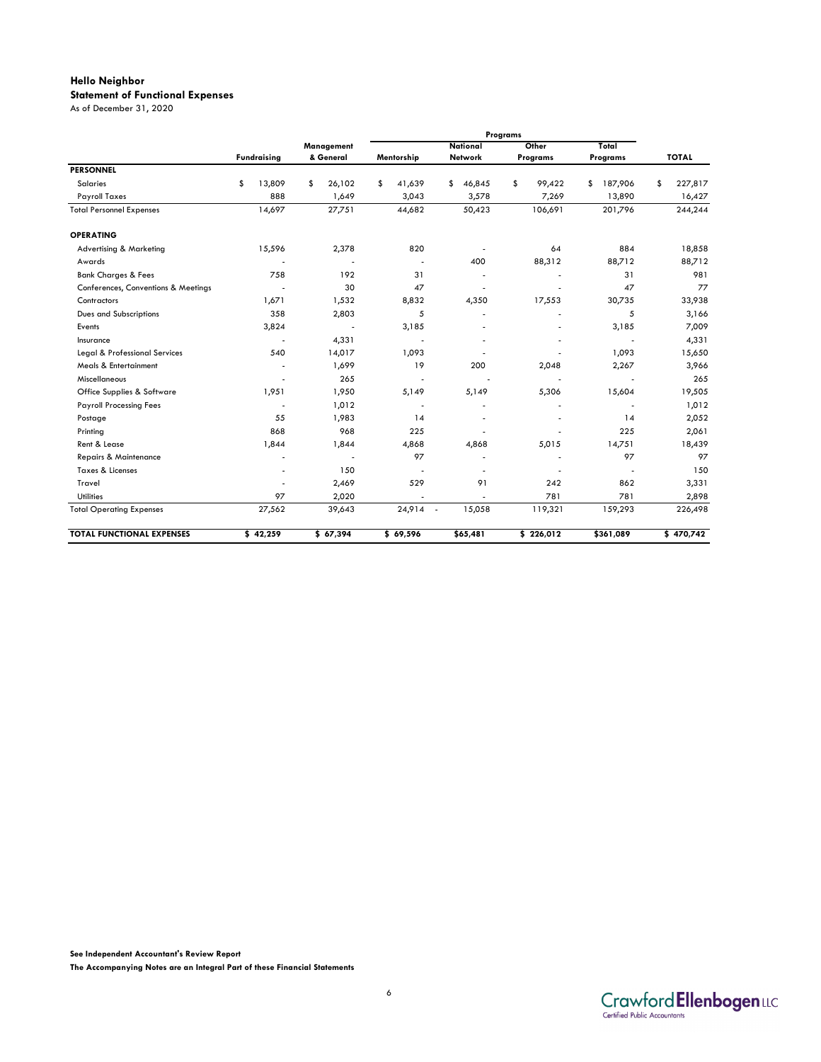**Hello Neighbor**
**Statement of Functional Expenses**
As of December 31, 2020

| | Fundraising | Management & General | Programs | | | | TOTAL |
|---|---|---|---|---|---|---|---|
| | | | Mentorship | National Network | Other Programs | Total Programs | |
| **PERSONNEL** | | | | | | | |
| Salaries | $ 13,809 | $ 26,102 | $ 41,639 | $ 46,845 | $ 99,422 | $ 187,906 | $ 227,817 |
| Payroll Taxes | 888 | 1,649 | 3,043 | 3,578 | 7,269 | 13,890 | 16,427 |
| Total Personnel Expenses | 14,697 | 27,751 | 44,682 | 50,423 | 106,691 | 201,796 | 244,244 |
| **OPERATING** | | | | | | | |
| Advertising & Marketing | 15,596 | 2,378 | 820 | - | 64 | 884 | 18,858 |
| Awards | - | - | - | 400 | 88,312 | 88,712 | 88,712 |
| Bank Charges & Fees | 758 | 192 | 31 | - | - | 31 | 981 |
| Conferences, Conventions & Meetings | - | 30 | 47 | - | - | 47 | 77 |
| Contractors | 1,671 | 1,532 | 8,832 | 4,350 | 17,553 | 30,735 | 33,938 |
| Dues and Subscriptions | 358 | 2,803 | 5 | - | - | 5 | 3,166 |
| Events | 3,824 | - | 3,185 | - | - | 3,185 | 7,009 |
| Insurance | - | 4,331 | - | - | - | - | 4,331 |
| Legal & Professional Services | 540 | 14,017 | 1,093 | - | - | 1,093 | 15,650 |
| Meals & Entertainment | - | 1,699 | 19 | 200 | 2,048 | 2,267 | 3,966 |
| Miscellaneous | - | 265 | - | - | - | - | 265 |
| Office Supplies & Software | 1,951 | 1,950 | 5,149 | 5,149 | 5,306 | 15,604 | 19,505 |
| Payroll Processing Fees | - | 1,012 | - | - | - | - | 1,012 |
| Postage | 55 | 1,983 | 14 | - | - | 14 | 2,052 |
| Printing | 868 | 968 | 225 | - | - | 225 | 2,061 |
| Rent & Lease | 1,844 | 1,844 | 4,868 | 4,868 | 5,015 | 14,751 | 18,439 |
| Repairs & Maintenance | - | - | 97 | - | - | 97 | 97 |
| Taxes & Licenses | - | 150 | - | - | - | - | 150 |
| Travel | - | 2,469 | 529 | 91 | 242 | 862 | 3,331 |
| Utilities | 97 | 2,020 | - | - | 781 | 781 | 2,898 |
| Total Operating Expenses | 27,562 | 39,643 | 24,914 - | 15,058 | 119,321 | 159,293 | 226,498 |
| **TOTAL FUNCTIONAL EXPENSES** | **$ 42,259** | **$ 67,394** | **$ 69,596** | **$65,481** | **$ 226,012** | **$361,089** | **$ 470,742** |

**See Independent Accountant's Review Report**

**The Accompanying Notes are an Integral Part of these Financial Statements**

Crawford Ellenbogen LLC
Certified Public Accountants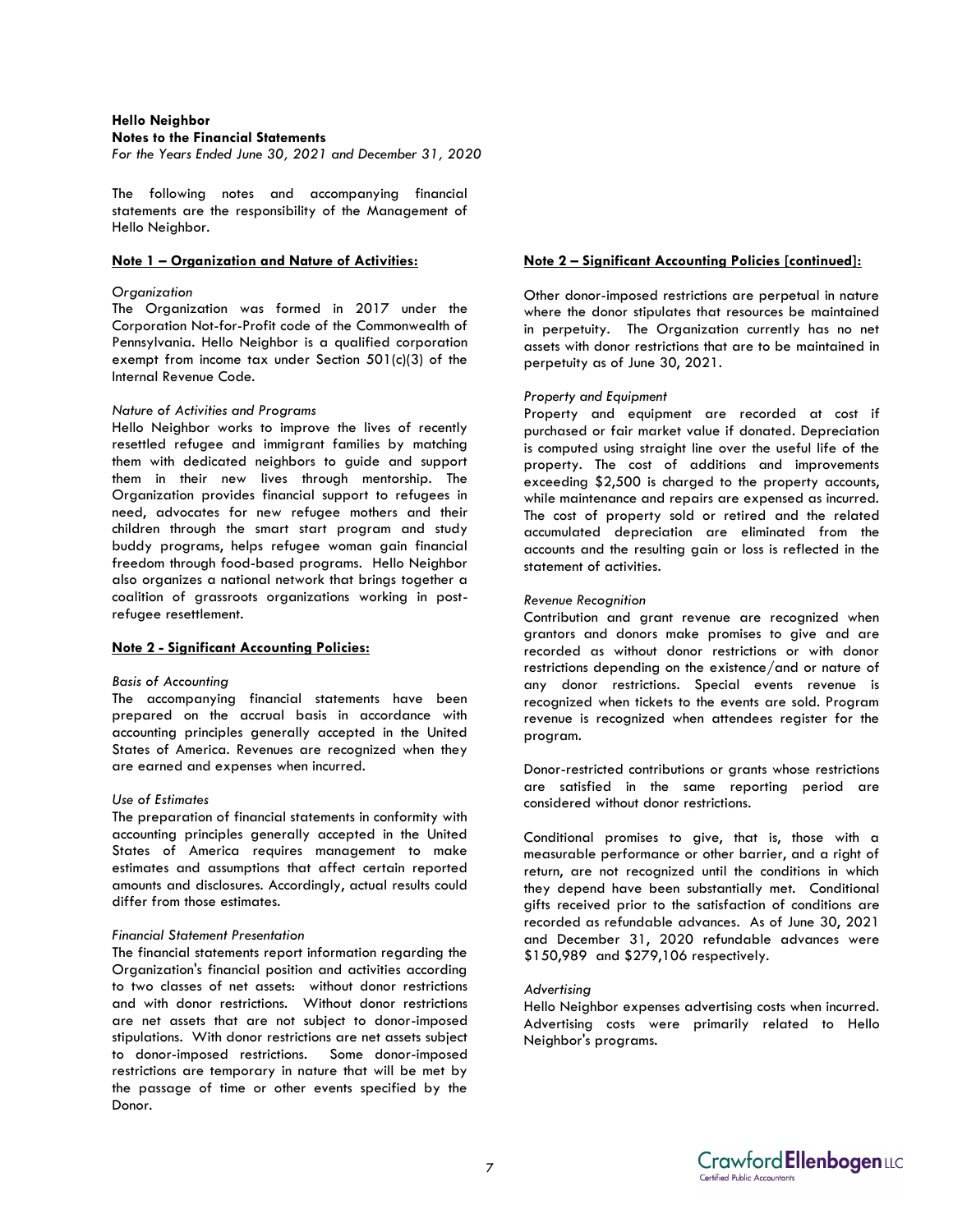**Hello Neighbor**
**Notes to the Financial Statements**
*For the Years Ended June 30, 2021 and December 31, 2020*

The following notes and accompanying financial statements are the responsibility of the Management of Hello Neighbor.

**Note 1 – Organization and Nature of Activities:**

*Organization*
The Organization was formed in 2017 under the Corporation Not-for-Profit code of the Commonwealth of Pennsylvania. Hello Neighbor is a qualified corporation exempt from income tax under Section 501(c)(3) of the Internal Revenue Code.

*Nature of Activities and Programs*
Hello Neighbor works to improve the lives of recently resettled refugee and immigrant families by matching them with dedicated neighbors to guide and support them in their new lives through mentorship. The Organization provides financial support to refugees in need, advocates for new refugee mothers and their children through the smart start program and study buddy programs, helps refugee woman gain financial freedom through food-based programs. Hello Neighbor also organizes a national network that brings together a coalition of grassroots organizations working in post-refugee resettlement.

**Note 2 - Significant Accounting Policies:**

*Basis of Accounting*
The accompanying financial statements have been prepared on the accrual basis in accordance with accounting principles generally accepted in the United States of America. Revenues are recognized when they are earned and expenses when incurred.

*Use of Estimates*
The preparation of financial statements in conformity with accounting principles generally accepted in the United States of America requires management to make estimates and assumptions that affect certain reported amounts and disclosures. Accordingly, actual results could differ from those estimates.

*Financial Statement Presentation*
The financial statements report information regarding the Organization's financial position and activities according to two classes of net assets: without donor restrictions and with donor restrictions. Without donor restrictions are net assets that are not subject to donor-imposed stipulations. With donor restrictions are net assets subject to donor-imposed restrictions. Some donor-imposed restrictions are temporary in nature that will be met by the passage of time or other events specified by the Donor.

**Note 2 – Significant Accounting Policies [continued]:**

Other donor-imposed restrictions are perpetual in nature where the donor stipulates that resources be maintained in perpetuity. The Organization currently has no net assets with donor restrictions that are to be maintained in perpetuity as of June 30, 2021.

*Property and Equipment*
Property and equipment are recorded at cost if purchased or fair market value if donated. Depreciation is computed using straight line over the useful life of the property. The cost of additions and improvements exceeding $2,500 is charged to the property accounts, while maintenance and repairs are expensed as incurred. The cost of property sold or retired and the related accumulated depreciation are eliminated from the accounts and the resulting gain or loss is reflected in the statement of activities.

*Revenue Recognition*
Contribution and grant revenue are recognized when grantors and donors make promises to give and are recorded as without donor restrictions or with donor restrictions depending on the existence/and or nature of any donor restrictions. Special events revenue is recognized when tickets to the events are sold. Program revenue is recognized when attendees register for the program.

Donor-restricted contributions or grants whose restrictions are satisfied in the same reporting period are considered without donor restrictions.

Conditional promises to give, that is, those with a measurable performance or other barrier, and a right of return, are not recognized until the conditions in which they depend have been substantially met. Conditional gifts received prior to the satisfaction of conditions are recorded as refundable advances. As of June 30, 2021 and December 31, 2020 refundable advances were $150,989 and $279,106 respectively.

*Advertising*
Hello Neighbor expenses advertising costs when incurred. Advertising costs were primarily related to Hello Neighbor's programs.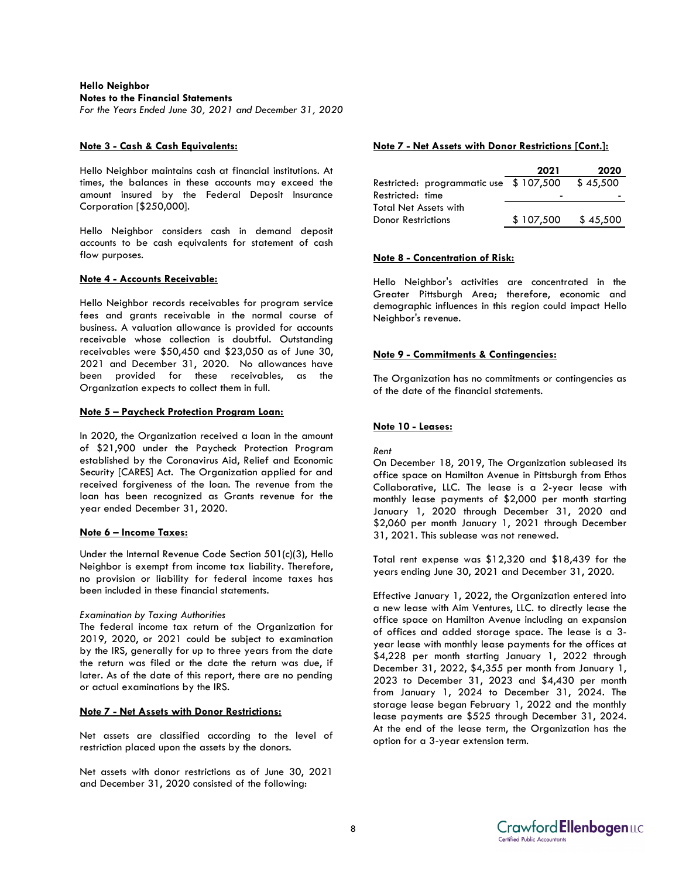**Hello Neighbor**
**Notes to the Financial Statements**
*For the Years Ended June 30, 2021 and December 31, 2020*

**Note 3 - Cash & Cash Equivalents:**

Hello Neighbor maintains cash at financial institutions. At times, the balances in these accounts may exceed the amount insured by the Federal Deposit Insurance Corporation [$250,000].

Hello Neighbor considers cash in demand deposit accounts to be cash equivalents for statement of cash flow purposes.

**Note 4 - Accounts Receivable:**

Hello Neighbor records receivables for program service fees and grants receivable in the normal course of business. A valuation allowance is provided for accounts receivable whose collection is doubtful. Outstanding receivables were $50,450 and $23,050 as of June 30, 2021 and December 31, 2020. No allowances have been provided for these receivables, as the Organization expects to collect them in full.

**Note 5 – Paycheck Protection Program Loan:**

In 2020, the Organization received a loan in the amount of $21,900 under the Paycheck Protection Program established by the Coronavirus Aid, Relief and Economic Security [CARES] Act. The Organization applied for and received forgiveness of the loan. The revenue from the loan has been recognized as Grants revenue for the year ended December 31, 2020.

**Note 6 – Income Taxes:**

Under the Internal Revenue Code Section 501(c)(3), Hello Neighbor is exempt from income tax liability. Therefore, no provision or liability for federal income taxes has been included in these financial statements.

*Examination by Taxing Authorities*
The federal income tax return of the Organization for 2019, 2020, or 2021 could be subject to examination by the IRS, generally for up to three years from the date the return was filed or the date the return was due, if later. As of the date of this report, there are no pending or actual examinations by the IRS.

**Note 7 - Net Assets with Donor Restrictions:**

Net assets are classified according to the level of restriction placed upon the assets by the donors.

Net assets with donor restrictions as of June 30, 2021 and December 31, 2020 consisted of the following:

**Note 7 - Net Assets with Donor Restrictions [Cont.]:**

| | 2021 | 2020 |
|---|---|---|
| Restricted: programmatic use | $ 107,500 | $ 45,500 |
| Restricted: time | - | - |
| Total Net Assets with Donor Restrictions | $ 107,500 | $ 45,500 |

**Note 8 - Concentration of Risk:**

Hello Neighbor's activities are concentrated in the Greater Pittsburgh Area; therefore, economic and demographic influences in this region could impact Hello Neighbor's revenue.

**Note 9 - Commitments & Contingencies:**

The Organization has no commitments or contingencies as of the date of the financial statements.

**Note 10 - Leases:**

*Rent*
On December 18, 2019, The Organization subleased its office space on Hamilton Avenue in Pittsburgh from Ethos Collaborative, LLC. The lease is a 2-year lease with monthly lease payments of $2,000 per month starting January 1, 2020 through December 31, 2020 and $2,060 per month January 1, 2021 through December 31, 2021. This sublease was not renewed.

Total rent expense was $12,320 and $18,439 for the years ending June 30, 2021 and December 31, 2020.

Effective January 1, 2022, the Organization entered into a new lease with Aim Ventures, LLC. to directly lease the office space on Hamilton Avenue including an expansion of offices and added storage space. The lease is a 3-year lease with monthly lease payments for the offices at $4,228 per month starting January 1, 2022 through December 31, 2022, $4,355 per month from January 1, 2023 to December 31, 2023 and $4,430 per month from January 1, 2024 to December 31, 2024. The storage lease began February 1, 2022 and the monthly lease payments are $525 through December 31, 2024. At the end of the lease term, the Organization has the option for a 3-year extension term.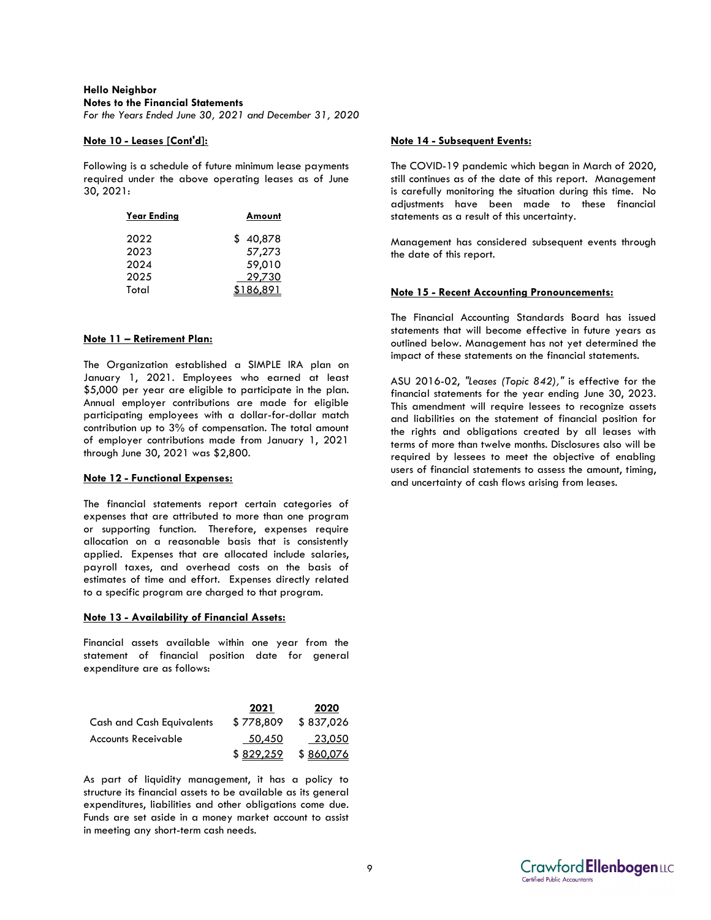**Hello Neighbor**
**Notes to the Financial Statements**
*For the Years Ended June 30, 2021 and December 31, 2020*

**Note 10 - Leases [Cont'd]:**

Following is a schedule of future minimum lease payments required under the above operating leases as of June 30, 2021:

| Year Ending | Amount |
|---|---|
| 2022 | $ 40,878 |
| 2023 | 57,273 |
| 2024 | 59,010 |
| 2025 | 29,730 |
| Total | $186,891 |

**Note 11 – Retirement Plan:**

The Organization established a SIMPLE IRA plan on January 1, 2021. Employees who earned at least $5,000 per year are eligible to participate in the plan. Annual employer contributions are made for eligible participating employees with a dollar-for-dollar match contribution up to 3% of compensation. The total amount of employer contributions made from January 1, 2021 through June 30, 2021 was $2,800.

**Note 12 - Functional Expenses:**

The financial statements report certain categories of expenses that are attributed to more than one program or supporting function. Therefore, expenses require allocation on a reasonable basis that is consistently applied. Expenses that are allocated include salaries, payroll taxes, and overhead costs on the basis of estimates of time and effort. Expenses directly related to a specific program are charged to that program.

**Note 13 - Availability of Financial Assets:**

Financial assets available within one year from the statement of financial position date for general expenditure are as follows:

| | 2021 | 2020 |
|---|---|---|
| Cash and Cash Equivalents | $ 778,809 | $ 837,026 |
| Accounts Receivable | 50,450 | 23,050 |
| | $ 829,259 | $ 860,076 |

As part of liquidity management, it has a policy to structure its financial assets to be available as its general expenditures, liabilities and other obligations come due. Funds are set aside in a money market account to assist in meeting any short-term cash needs.

**Note 14 - Subsequent Events:**

The COVID-19 pandemic which began in March of 2020, still continues as of the date of this report. Management is carefully monitoring the situation during this time. No adjustments have been made to these financial statements as a result of this uncertainty.

Management has considered subsequent events through the date of this report.

**Note 15 - Recent Accounting Pronouncements:**

The Financial Accounting Standards Board has issued statements that will become effective in future years as outlined below. Management has not yet determined the impact of these statements on the financial statements.

ASU 2016-02, *"Leases (Topic 842),"* is effective for the financial statements for the year ending June 30, 2023. This amendment will require lessees to recognize assets and liabilities on the statement of financial position for the rights and obligations created by all leases with terms of more than twelve months. Disclosures also will be required by lessees to meet the objective of enabling users of financial statements to assess the amount, timing, and uncertainty of cash flows arising from leases.

Crawford Ellenbogen LLC
Certified Public Accountants